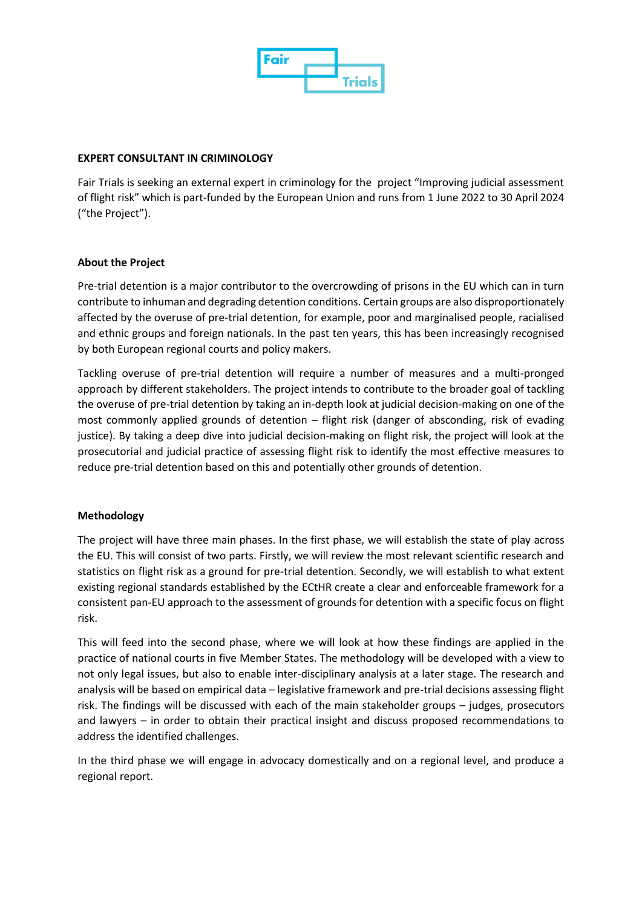Fair Trials

**EXPERT CONSULTANT IN CRIMINOLOGY**

Fair Trials is seeking an external expert in criminology for the project "Improving judicial assessment of flight risk" which is part-funded by the European Union and runs from 1 June 2022 to 30 April 2024 ("the Project").

**About the Project**

Pre-trial detention is a major contributor to the overcrowding of prisons in the EU which can in turn contribute to inhuman and degrading detention conditions. Certain groups are also disproportionately affected by the overuse of pre-trial detention, for example, poor and marginalised people, racialised and ethnic groups and foreign nationals. In the past ten years, this has been increasingly recognised by both European regional courts and policy makers.

Tackling overuse of pre-trial detention will require a number of measures and a multi-pronged approach by different stakeholders. The project intends to contribute to the broader goal of tackling the overuse of pre-trial detention by taking an in-depth look at judicial decision-making on one of the most commonly applied grounds of detention – flight risk (danger of absconding, risk of evading justice). By taking a deep dive into judicial decision-making on flight risk, the project will look at the prosecutorial and judicial practice of assessing flight risk to identify the most effective measures to reduce pre-trial detention based on this and potentially other grounds of detention.

**Methodology**

The project will have three main phases. In the first phase, we will establish the state of play across the EU. This will consist of two parts. Firstly, we will review the most relevant scientific research and statistics on flight risk as a ground for pre-trial detention. Secondly, we will establish to what extent existing regional standards established by the ECtHR create a clear and enforceable framework for a consistent pan-EU approach to the assessment of grounds for detention with a specific focus on flight risk.

This will feed into the second phase, where we will look at how these findings are applied in the practice of national courts in five Member States. The methodology will be developed with a view to not only legal issues, but also to enable inter-disciplinary analysis at a later stage. The research and analysis will be based on empirical data – legislative framework and pre-trial decisions assessing flight risk. The findings will be discussed with each of the main stakeholder groups – judges, prosecutors and lawyers – in order to obtain their practical insight and discuss proposed recommendations to address the identified challenges.

In the third phase we will engage in advocacy domestically and on a regional level, and produce a regional report.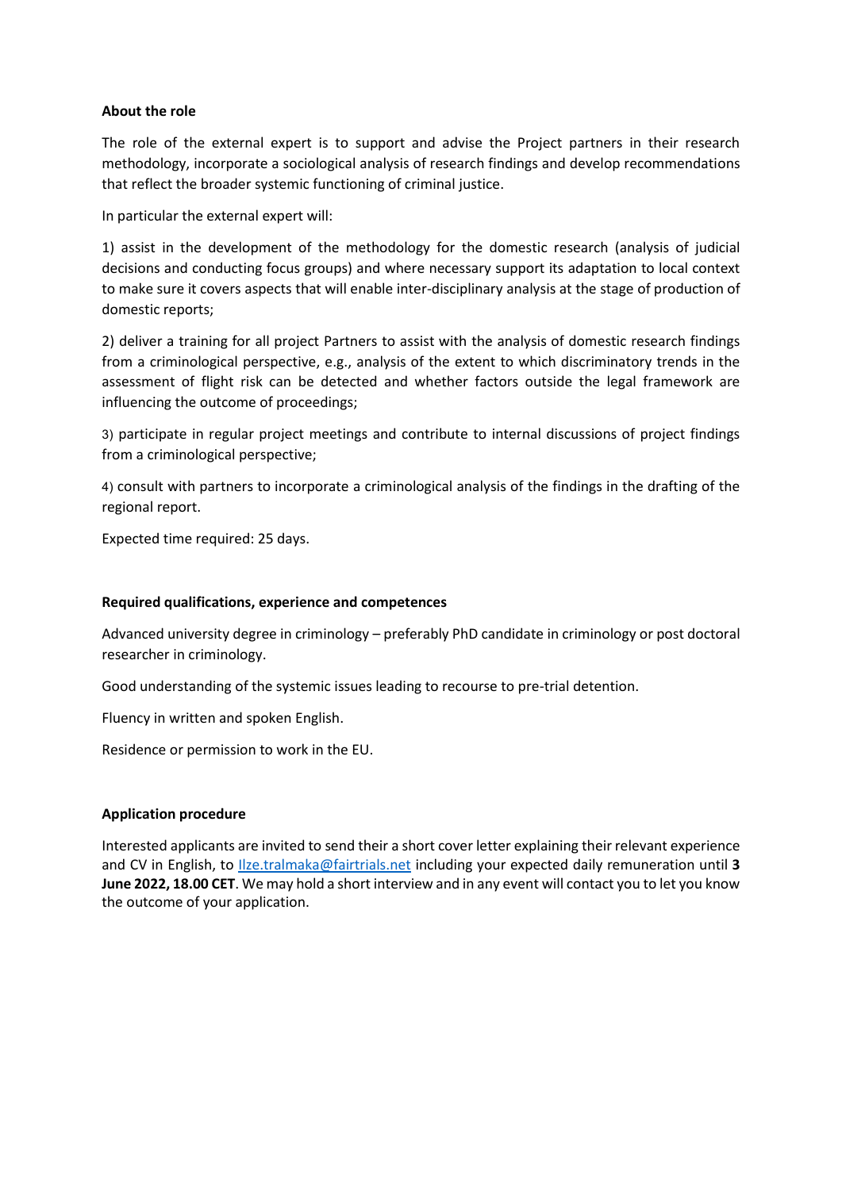**About the role**

The role of the external expert is to support and advise the Project partners in their research methodology, incorporate a sociological analysis of research findings and develop recommendations that reflect the broader systemic functioning of criminal justice.

In particular the external expert will:

1) assist in the development of the methodology for the domestic research (analysis of judicial decisions and conducting focus groups) and where necessary support its adaptation to local context to make sure it covers aspects that will enable inter-disciplinary analysis at the stage of production of domestic reports;

2) deliver a training for all project Partners to assist with the analysis of domestic research findings from a criminological perspective, e.g., analysis of the extent to which discriminatory trends in the assessment of flight risk can be detected and whether factors outside the legal framework are influencing the outcome of proceedings;

3) participate in regular project meetings and contribute to internal discussions of project findings from a criminological perspective;

4) consult with partners to incorporate a criminological analysis of the findings in the drafting of the regional report.

Expected time required: 25 days.

**Required qualifications, experience and competences**

Advanced university degree in criminology – preferably PhD candidate in criminology or post doctoral researcher in criminology.

Good understanding of the systemic issues leading to recourse to pre-trial detention.

Fluency in written and spoken English.

Residence or permission to work in the EU.

**Application procedure**

Interested applicants are invited to send their a short cover letter explaining their relevant experience and CV in English, to [Ilze.tralmaka@fairtrials.net](mailto:Ilze.tralmaka@fairtrials.net) including your expected daily remuneration until **3 June 2022, 18.00 CET**. We may hold a short interview and in any event will contact you to let you know the outcome of your application.